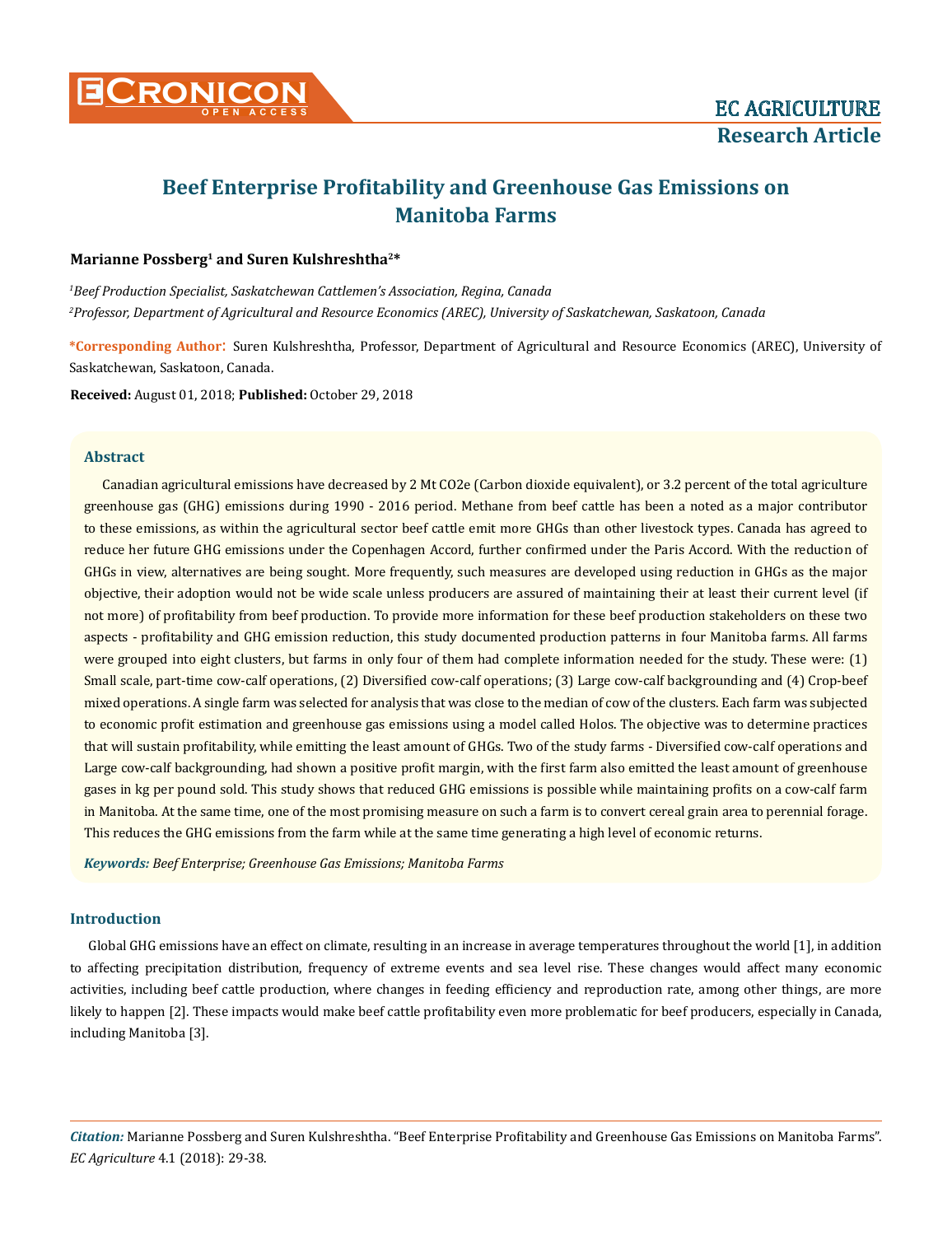# Beef Enterprise Profitability and Greenhouse Gas Emissions on Manitoba Farms

**Marianne Possberg[1] and Suren Kulshreshtha[2]***

*[1]Beef Production Specialist, Saskatchewan Cattlemen's Association, Regina, Canada*

*[2]Professor, Department of Agricultural and Resource Economics (AREC), University of Saskatchewan, Saskatoon, Canada*

***Corresponding Author**: Suren Kulshreshtha, Professor, Department of Agricultural and Resource Economics (AREC), University of Saskatchewan, Saskatoon, Canada.

**Received:** August 01, 2018; **Published:** October 29, 2018

## Abstract

Canadian agricultural emissions have decreased by 2 Mt CO2e (Carbon dioxide equivalent), or 3.2 percent of the total agriculture greenhouse gas (GHG) emissions during 1990 - 2016 period. Methane from beef cattle has been a noted as a major contributor to these emissions, as within the agricultural sector beef cattle emit more GHGs than other livestock types. Canada has agreed to reduce her future GHG emissions under the Copenhagen Accord, further confirmed under the Paris Accord. With the reduction of GHGs in view, alternatives are being sought. More frequently, such measures are developed using reduction in GHGs as the major objective, their adoption would not be wide scale unless producers are assured of maintaining their at least their current level (if not more) of profitability from beef production. To provide more information for these beef production stakeholders on these two aspects - profitability and GHG emission reduction, this study documented production patterns in four Manitoba farms. All farms were grouped into eight clusters, but farms in only four of them had complete information needed for the study. These were: (1) Small scale, part-time cow-calf operations, (2) Diversified cow-calf operations; (3) Large cow-calf backgrounding and (4) Crop-beef mixed operations. A single farm was selected for analysis that was close to the median of cow of the clusters. Each farm was subjected to economic profit estimation and greenhouse gas emissions using a model called Holos. The objective was to determine practices that will sustain profitability, while emitting the least amount of GHGs. Two of the study farms - Diversified cow-calf operations and Large cow-calf backgrounding, had shown a positive profit margin, with the first farm also emitted the least amount of greenhouse gases in kg per pound sold. This study shows that reduced GHG emissions is possible while maintaining profits on a cow-calf farm in Manitoba. At the same time, one of the most promising measure on such a farm is to convert cereal grain area to perennial forage. This reduces the GHG emissions from the farm while at the same time generating a high level of economic returns.

***Keywords:** Beef Enterprise; Greenhouse Gas Emissions; Manitoba Farms*

## Introduction

Global GHG emissions have an effect on climate, resulting in an increase in average temperatures throughout the world [1], in addition to affecting precipitation distribution, frequency of extreme events and sea level rise. These changes would affect many economic activities, including beef cattle production, where changes in feeding efficiency and reproduction rate, among other things, are more likely to happen [2]. These impacts would make beef cattle profitability even more problematic for beef producers, especially in Canada, including Manitoba [3].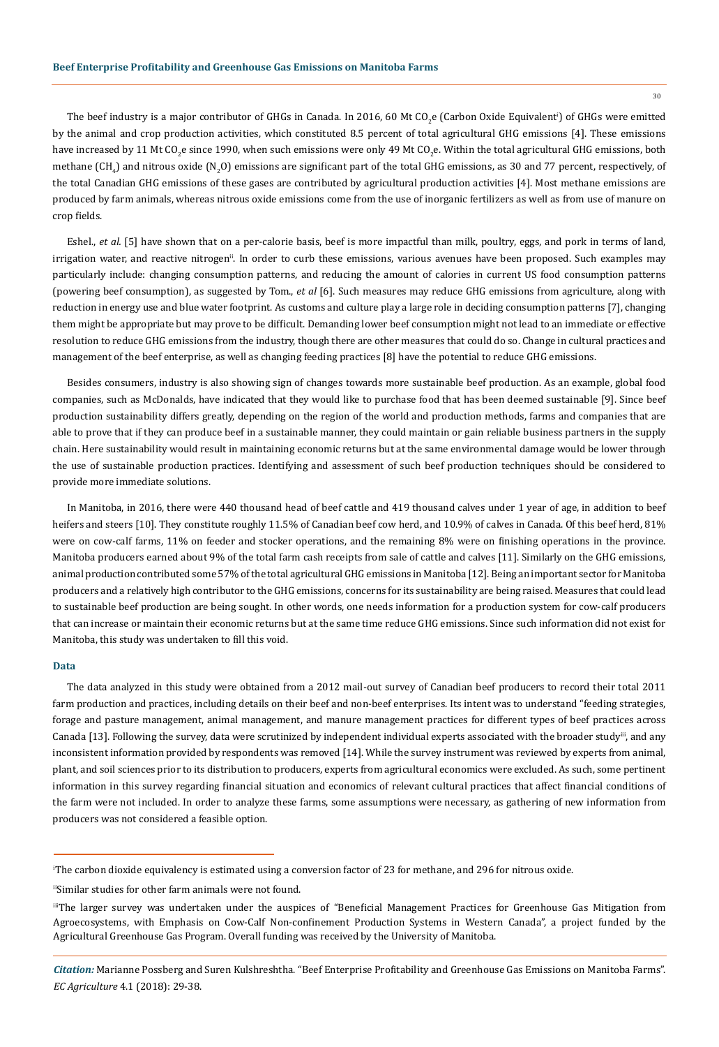The beef industry is a major contributor of GHGs in Canada. In 2016, 60 Mt $CO_2e$ (Carbon Oxide Equivalent[i]) of GHGs were emitted by the animal and crop production activities, which constituted 8.5 percent of total agricultural GHG emissions [4]. These emissions have increased by 11 Mt $CO_2e$ since 1990, when such emissions were only 49 Mt $CO_2e$. Within the total agricultural GHG emissions, both methane ($CH_4$) and nitrous oxide ($N_2O$) emissions are significant part of the total GHG emissions, as 30 and 77 percent, respectively, of the total Canadian GHG emissions of these gases are contributed by agricultural production activities [4]. Most methane emissions are produced by farm animals, whereas nitrous oxide emissions come from the use of inorganic fertilizers as well as from use of manure on crop fields.

Eshel., *et al.* [5] have shown that on a per-calorie basis, beef is more impactful than milk, poultry, eggs, and pork in terms of land, irrigation water, and reactive nitrogen[ii]. In order to curb these emissions, various avenues have been proposed. Such examples may particularly include: changing consumption patterns, and reducing the amount of calories in current US food consumption patterns (powering beef consumption), as suggested by Tom., *et al* [6]. Such measures may reduce GHG emissions from agriculture, along with reduction in energy use and blue water footprint. As customs and culture play a large role in deciding consumption patterns [7], changing them might be appropriate but may prove to be difficult. Demanding lower beef consumption might not lead to an immediate or effective resolution to reduce GHG emissions from the industry, though there are other measures that could do so. Change in cultural practices and management of the beef enterprise, as well as changing feeding practices [8] have the potential to reduce GHG emissions.

Besides consumers, industry is also showing sign of changes towards more sustainable beef production. As an example, global food companies, such as McDonalds, have indicated that they would like to purchase food that has been deemed sustainable [9]. Since beef production sustainability differs greatly, depending on the region of the world and production methods, farms and companies that are able to prove that if they can produce beef in a sustainable manner, they could maintain or gain reliable business partners in the supply chain. Here sustainability would result in maintaining economic returns but at the same environmental damage would be lower through the use of sustainable production practices. Identifying and assessment of such beef production techniques should be considered to provide more immediate solutions.

In Manitoba, in 2016, there were 440 thousand head of beef cattle and 419 thousand calves under 1 year of age, in addition to beef heifers and steers [10]. They constitute roughly 11.5% of Canadian beef cow herd, and 10.9% of calves in Canada. Of this beef herd, 81% were on cow-calf farms, 11% on feeder and stocker operations, and the remaining 8% were on finishing operations in the province. Manitoba producers earned about 9% of the total farm cash receipts from sale of cattle and calves [11]. Similarly on the GHG emissions, animal production contributed some 57% of the total agricultural GHG emissions in Manitoba [12]. Being an important sector for Manitoba producers and a relatively high contributor to the GHG emissions, concerns for its sustainability are being raised. Measures that could lead to sustainable beef production are being sought. In other words, one needs information for a production system for cow-calf producers that can increase or maintain their economic returns but at the same time reduce GHG emissions. Since such information did not exist for Manitoba, this study was undertaken to fill this void.

## Data

The data analyzed in this study were obtained from a 2012 mail-out survey of Canadian beef producers to record their total 2011 farm production and practices, including details on their beef and non-beef enterprises. Its intent was to understand "feeding strategies, forage and pasture management, animal management, and manure management practices for different types of beef practices across Canada [13]. Following the survey, data were scrutinized by independent individual experts associated with the broader study[iii], and any inconsistent information provided by respondents was removed [14]. While the survey instrument was reviewed by experts from animal, plant, and soil sciences prior to its distribution to producers, experts from agricultural economics were excluded. As such, some pertinent information in this survey regarding financial situation and economics of relevant cultural practices that affect financial conditions of the farm were not included. In order to analyze these farms, some assumptions were necessary, as gathering of new information from producers was not considered a feasible option.

---

[i]The carbon dioxide equivalency is estimated using a conversion factor of 23 for methane, and 296 for nitrous oxide.

[ii]Similar studies for other farm animals were not found.

[iii]The larger survey was undertaken under the auspices of "Beneficial Management Practices for Greenhouse Gas Mitigation from Agroecosystems, with Emphasis on Cow-Calf Non-confinement Production Systems in Western Canada", a project funded by the Agricultural Greenhouse Gas Program. Overall funding was received by the University of Manitoba.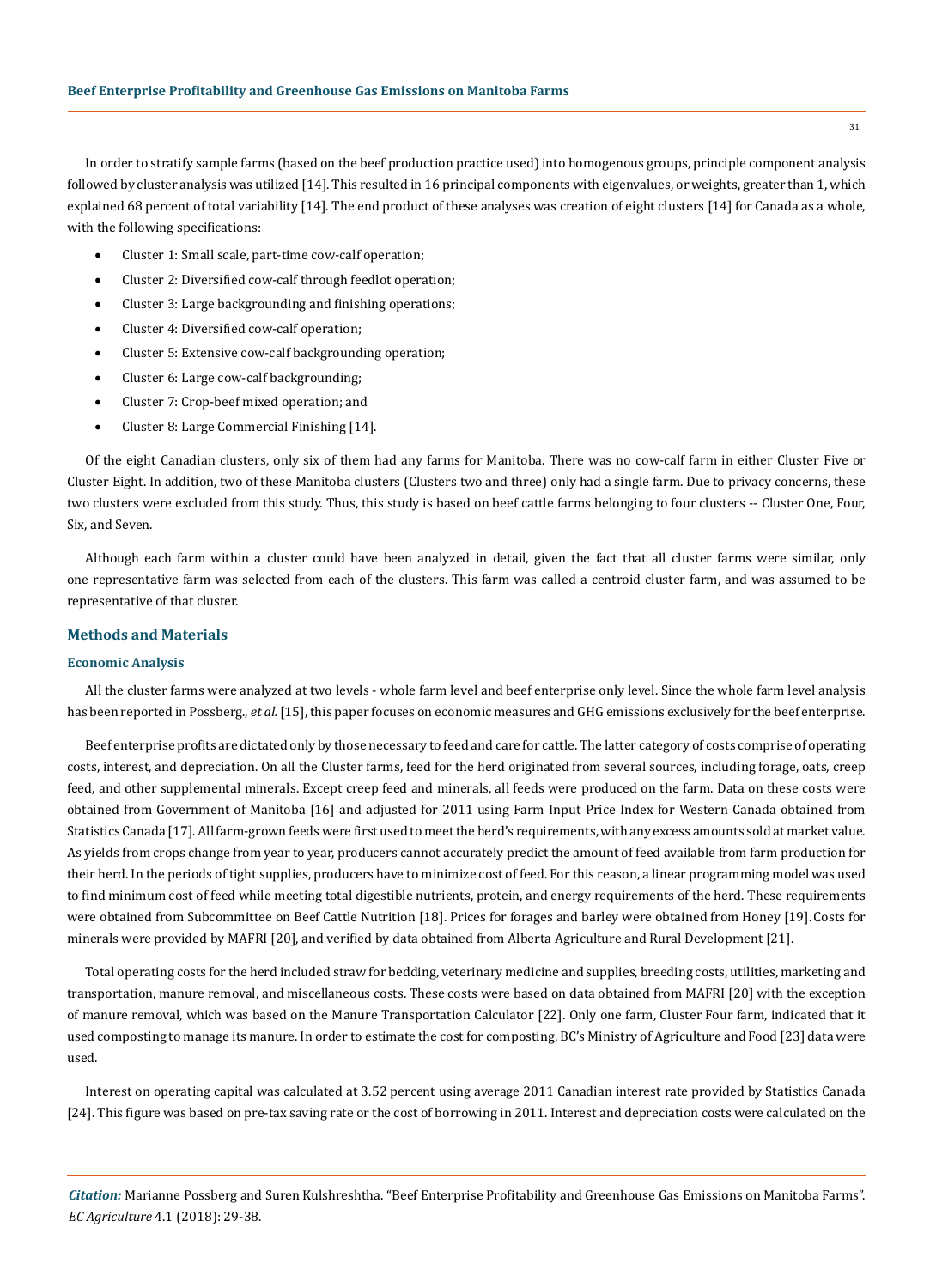In order to stratify sample farms (based on the beef production practice used) into homogenous groups, principle component analysis followed by cluster analysis was utilized [14]. This resulted in 16 principal components with eigenvalues, or weights, greater than 1, which explained 68 percent of total variability [14]. The end product of these analyses was creation of eight clusters [14] for Canada as a whole, with the following specifications:

- Cluster 1: Small scale, part-time cow-calf operation;
- Cluster 2: Diversified cow-calf through feedlot operation;
- Cluster 3: Large backgrounding and finishing operations;
- Cluster 4: Diversified cow-calf operation;
- Cluster 5: Extensive cow-calf backgrounding operation;
- Cluster 6: Large cow-calf backgrounding;
- Cluster 7: Crop-beef mixed operation; and
- Cluster 8: Large Commercial Finishing [14].

Of the eight Canadian clusters, only six of them had any farms for Manitoba. There was no cow-calf farm in either Cluster Five or Cluster Eight. In addition, two of these Manitoba clusters (Clusters two and three) only had a single farm. Due to privacy concerns, these two clusters were excluded from this study. Thus, this study is based on beef cattle farms belonging to four clusters -- Cluster One, Four, Six, and Seven.

Although each farm within a cluster could have been analyzed in detail, given the fact that all cluster farms were similar, only one representative farm was selected from each of the clusters. This farm was called a centroid cluster farm, and was assumed to be representative of that cluster.

## Methods and Materials

### Economic Analysis

All the cluster farms were analyzed at two levels - whole farm level and beef enterprise only level. Since the whole farm level analysis has been reported in Possberg., *et al.* [15], this paper focuses on economic measures and GHG emissions exclusively for the beef enterprise.

Beef enterprise profits are dictated only by those necessary to feed and care for cattle. The latter category of costs comprise of operating costs, interest, and depreciation. On all the Cluster farms, feed for the herd originated from several sources, including forage, oats, creep feed, and other supplemental minerals. Except creep feed and minerals, all feeds were produced on the farm. Data on these costs were obtained from Government of Manitoba [16] and adjusted for 2011 using Farm Input Price Index for Western Canada obtained from Statistics Canada [17]. All farm-grown feeds were first used to meet the herd's requirements, with any excess amounts sold at market value. As yields from crops change from year to year, producers cannot accurately predict the amount of feed available from farm production for their herd. In the periods of tight supplies, producers have to minimize cost of feed. For this reason, a linear programming model was used to find minimum cost of feed while meeting total digestible nutrients, protein, and energy requirements of the herd. These requirements were obtained from Subcommittee on Beef Cattle Nutrition [18]. Prices for forages and barley were obtained from Honey [19]. Costs for minerals were provided by MAFRI [20], and verified by data obtained from Alberta Agriculture and Rural Development [21].

Total operating costs for the herd included straw for bedding, veterinary medicine and supplies, breeding costs, utilities, marketing and transportation, manure removal, and miscellaneous costs. These costs were based on data obtained from MAFRI [20] with the exception of manure removal, which was based on the Manure Transportation Calculator [22]. Only one farm, Cluster Four farm, indicated that it used composting to manage its manure. In order to estimate the cost for composting, BC's Ministry of Agriculture and Food [23] data were used.

Interest on operating capital was calculated at 3.52 percent using average 2011 Canadian interest rate provided by Statistics Canada [24]. This figure was based on pre-tax saving rate or the cost of borrowing in 2011. Interest and depreciation costs were calculated on the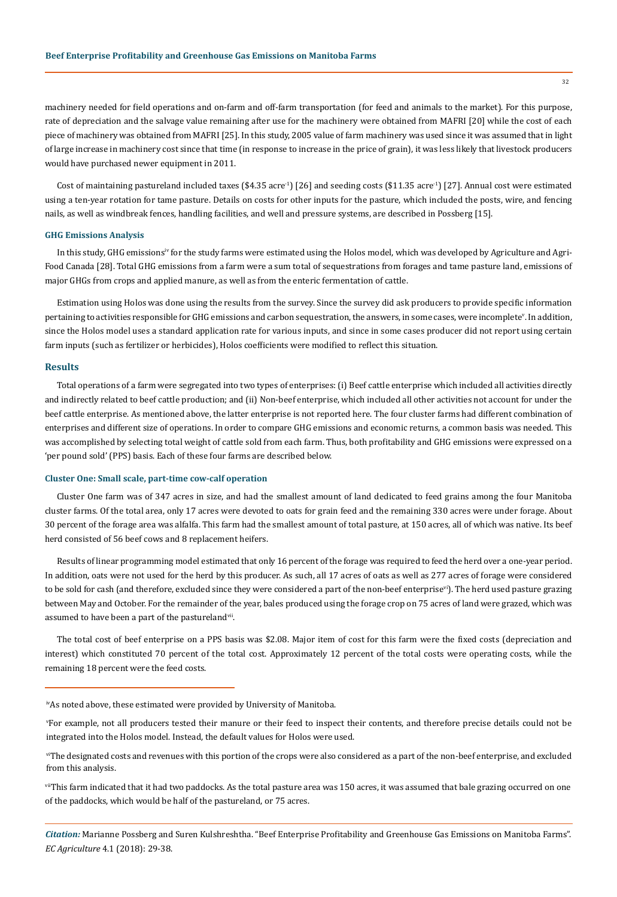machinery needed for field operations and on-farm and off-farm transportation (for feed and animals to the market). For this purpose, rate of depreciation and the salvage value remaining after use for the machinery were obtained from MAFRI [20] while the cost of each piece of machinery was obtained from MAFRI [25]. In this study, 2005 value of farm machinery was used since it was assumed that in light of large increase in machinery cost since that time (in response to increase in the price of grain), it was less likely that livestock producers would have purchased newer equipment in 2011.

Cost of maintaining pastureland included taxes ($4.35 acre$^{-1}$) [26] and seeding costs ($11.35 acre$^{-1}$) [27]. Annual cost were estimated using a ten-year rotation for tame pasture. Details on costs for other inputs for the pasture, which included the posts, wire, and fencing nails, as well as windbreak fences, handling facilities, and well and pressure systems, are described in Possberg [15].

### GHG Emissions Analysis

In this study, GHG emissions[iv] for the study farms were estimated using the Holos model, which was developed by Agriculture and Agri-Food Canada [28]. Total GHG emissions from a farm were a sum total of sequestrations from forages and tame pasture land, emissions of major GHGs from crops and applied manure, as well as from the enteric fermentation of cattle.

Estimation using Holos was done using the results from the survey. Since the survey did ask producers to provide specific information pertaining to activities responsible for GHG emissions and carbon sequestration, the answers, in some cases, were incomplete[v]. In addition, since the Holos model uses a standard application rate for various inputs, and since in some cases producer did not report using certain farm inputs (such as fertilizer or herbicides), Holos coefficients were modified to reflect this situation.

## Results

Total operations of a farm were segregated into two types of enterprises: (i) Beef cattle enterprise which included all activities directly and indirectly related to beef cattle production; and (ii) Non-beef enterprise, which included all other activities not account for under the beef cattle enterprise. As mentioned above, the latter enterprise is not reported here. The four cluster farms had different combination of enterprises and different size of operations. In order to compare GHG emissions and economic returns, a common basis was needed. This was accomplished by selecting total weight of cattle sold from each farm. Thus, both profitability and GHG emissions were expressed on a 'per pound sold' (PPS) basis. Each of these four farms are described below.

### Cluster One: Small scale, part-time cow-calf operation

Cluster One farm was of 347 acres in size, and had the smallest amount of land dedicated to feed grains among the four Manitoba cluster farms. Of the total area, only 17 acres were devoted to oats for grain feed and the remaining 330 acres were under forage. About 30 percent of the forage area was alfalfa. This farm had the smallest amount of total pasture, at 150 acres, all of which was native. Its beef herd consisted of 56 beef cows and 8 replacement heifers.

Results of linear programming model estimated that only 16 percent of the forage was required to feed the herd over a one-year period. In addition, oats were not used for the herd by this producer. As such, all 17 acres of oats as well as 277 acres of forage were considered to be sold for cash (and therefore, excluded since they were considered a part of the non-beef enterprise[vi]). The herd used pasture grazing between May and October. For the remainder of the year, bales produced using the forage crop on 75 acres of land were grazed, which was assumed to have been a part of the pastureland[vii].

The total cost of beef enterprise on a PPS basis was $2.08. Major item of cost for this farm were the fixed costs (depreciation and interest) which constituted 70 percent of the total cost. Approximately 12 percent of the total costs were operating costs, while the remaining 18 percent were the feed costs.

---

[iv] As noted above, these estimated were provided by University of Manitoba.

[v] For example, not all producers tested their manure or their feed to inspect their contents, and therefore precise details could not be integrated into the Holos model. Instead, the default values for Holos were used.

[vi] The designated costs and revenues with this portion of the crops were also considered as a part of the non-beef enterprise, and excluded from this analysis.

[vii] This farm indicated that it had two paddocks. As the total pasture area was 150 acres, it was assumed that bale grazing occurred on one of the paddocks, which would be half of the pastureland, or 75 acres.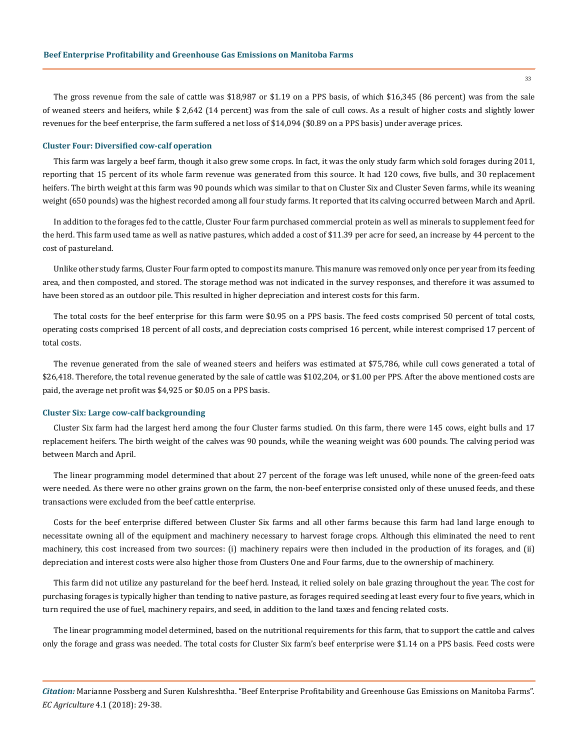The gross revenue from the sale of cattle was $18,987 or $1.19 on a PPS basis, of which $16,345 (86 percent) was from the sale of weaned steers and heifers, while $ 2,642 (14 percent) was from the sale of cull cows. As a result of higher costs and slightly lower revenues for the beef enterprise, the farm suffered a net loss of $14,094 ($0.89 on a PPS basis) under average prices.

### Cluster Four: Diversified cow-calf operation

This farm was largely a beef farm, though it also grew some crops. In fact, it was the only study farm which sold forages during 2011, reporting that 15 percent of its whole farm revenue was generated from this source. It had 120 cows, five bulls, and 30 replacement heifers. The birth weight at this farm was 90 pounds which was similar to that on Cluster Six and Cluster Seven farms, while its weaning weight (650 pounds) was the highest recorded among all four study farms. It reported that its calving occurred between March and April.

In addition to the forages fed to the cattle, Cluster Four farm purchased commercial protein as well as minerals to supplement feed for the herd. This farm used tame as well as native pastures, which added a cost of $11.39 per acre for seed, an increase by 44 percent to the cost of pastureland.

Unlike other study farms, Cluster Four farm opted to compost its manure. This manure was removed only once per year from its feeding area, and then composted, and stored. The storage method was not indicated in the survey responses, and therefore it was assumed to have been stored as an outdoor pile. This resulted in higher depreciation and interest costs for this farm.

The total costs for the beef enterprise for this farm were $0.95 on a PPS basis. The feed costs comprised 50 percent of total costs, operating costs comprised 18 percent of all costs, and depreciation costs comprised 16 percent, while interest comprised 17 percent of total costs.

The revenue generated from the sale of weaned steers and heifers was estimated at $75,786, while cull cows generated a total of $26,418. Therefore, the total revenue generated by the sale of cattle was $102,204, or $1.00 per PPS. After the above mentioned costs are paid, the average net profit was $4,925 or $0.05 on a PPS basis.

### Cluster Six: Large cow-calf backgrounding

Cluster Six farm had the largest herd among the four Cluster farms studied. On this farm, there were 145 cows, eight bulls and 17 replacement heifers. The birth weight of the calves was 90 pounds, while the weaning weight was 600 pounds. The calving period was between March and April.

The linear programming model determined that about 27 percent of the forage was left unused, while none of the green-feed oats were needed. As there were no other grains grown on the farm, the non-beef enterprise consisted only of these unused feeds, and these transactions were excluded from the beef cattle enterprise.

Costs for the beef enterprise differed between Cluster Six farms and all other farms because this farm had land large enough to necessitate owning all of the equipment and machinery necessary to harvest forage crops. Although this eliminated the need to rent machinery, this cost increased from two sources: (i) machinery repairs were then included in the production of its forages, and (ii) depreciation and interest costs were also higher those from Clusters One and Four farms, due to the ownership of machinery.

This farm did not utilize any pastureland for the beef herd. Instead, it relied solely on bale grazing throughout the year. The cost for purchasing forages is typically higher than tending to native pasture, as forages required seeding at least every four to five years, which in turn required the use of fuel, machinery repairs, and seed, in addition to the land taxes and fencing related costs.

The linear programming model determined, based on the nutritional requirements for this farm, that to support the cattle and calves only the forage and grass was needed. The total costs for Cluster Six farm's beef enterprise were $1.14 on a PPS basis. Feed costs were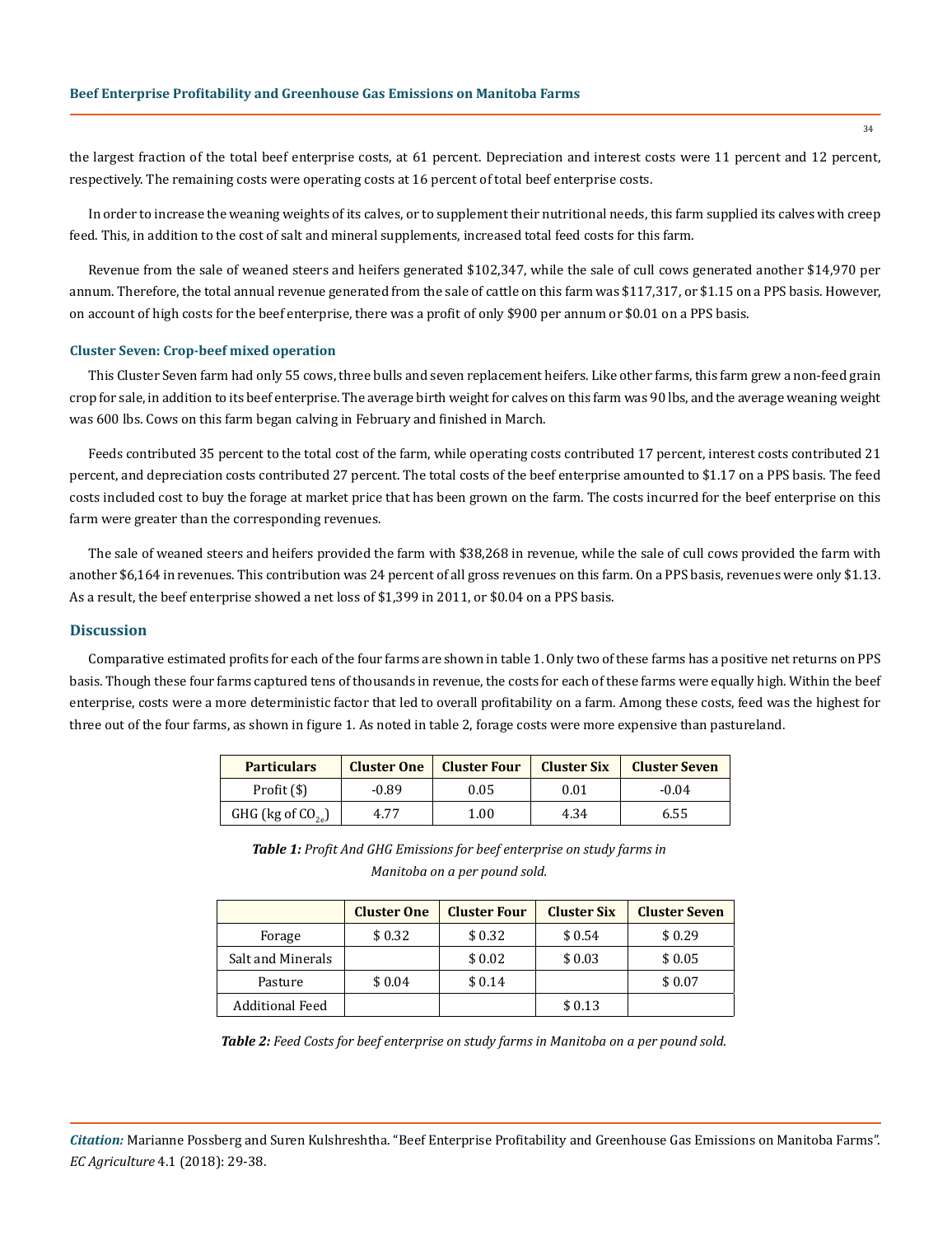the largest fraction of the total beef enterprise costs, at 61 percent. Depreciation and interest costs were 11 percent and 12 percent, respectively. The remaining costs were operating costs at 16 percent of total beef enterprise costs.

In order to increase the weaning weights of its calves, or to supplement their nutritional needs, this farm supplied its calves with creep feed. This, in addition to the cost of salt and mineral supplements, increased total feed costs for this farm.

Revenue from the sale of weaned steers and heifers generated $102,347, while the sale of cull cows generated another $14,970 per annum. Therefore, the total annual revenue generated from the sale of cattle on this farm was $117,317, or $1.15 on a PPS basis. However, on account of high costs for the beef enterprise, there was a profit of only $900 per annum or $0.01 on a PPS basis.

### Cluster Seven: Crop-beef mixed operation

This Cluster Seven farm had only 55 cows, three bulls and seven replacement heifers. Like other farms, this farm grew a non-feed grain crop for sale, in addition to its beef enterprise. The average birth weight for calves on this farm was 90 lbs, and the average weaning weight was 600 lbs. Cows on this farm began calving in February and finished in March.

Feeds contributed 35 percent to the total cost of the farm, while operating costs contributed 17 percent, interest costs contributed 21 percent, and depreciation costs contributed 27 percent. The total costs of the beef enterprise amounted to $1.17 on a PPS basis. The feed costs included cost to buy the forage at market price that has been grown on the farm. The costs incurred for the beef enterprise on this farm were greater than the corresponding revenues.

The sale of weaned steers and heifers provided the farm with $38,268 in revenue, while the sale of cull cows provided the farm with another $6,164 in revenues. This contribution was 24 percent of all gross revenues on this farm. On a PPS basis, revenues were only $1.13. As a result, the beef enterprise showed a net loss of $1,399 in 2011, or $0.04 on a PPS basis.

## Discussion

Comparative estimated profits for each of the four farms are shown in table 1. Only two of these farms has a positive net returns on PPS basis. Though these four farms captured tens of thousands in revenue, the costs for each of these farms were equally high. Within the beef enterprise, costs were a more deterministic factor that led to overall profitability on a farm. Among these costs, feed was the highest for three out of the four farms, as shown in figure 1. As noted in table 2, forage costs were more expensive than pastureland.

| Particulars | Cluster One | Cluster Four | Cluster Six | Cluster Seven |
|---|---|---|---|---|
| Profit ($) | -0.89 | 0.05 | 0.01 | -0.04 |
| GHG (kg of $CO_{2e}$) | 4.77 | 1.00 | 4.34 | 6.55 |

***Table 1:*** *Profit And GHG Emissions for beef enterprise on study farms in Manitoba on a per pound sold.*

| | Cluster One | Cluster Four | Cluster Six | Cluster Seven |
|---|---|---|---|---|
| Forage | $ 0.32 | $ 0.32 | $ 0.54 | $ 0.29 |
| Salt and Minerals | | $ 0.02 | $ 0.03 | $ 0.05 |
| Pasture | $ 0.04 | $ 0.14 | | $ 0.07 |
| Additional Feed | | | $ 0.13 | |

***Table 2:*** *Feed Costs for beef enterprise on study farms in Manitoba on a per pound sold.*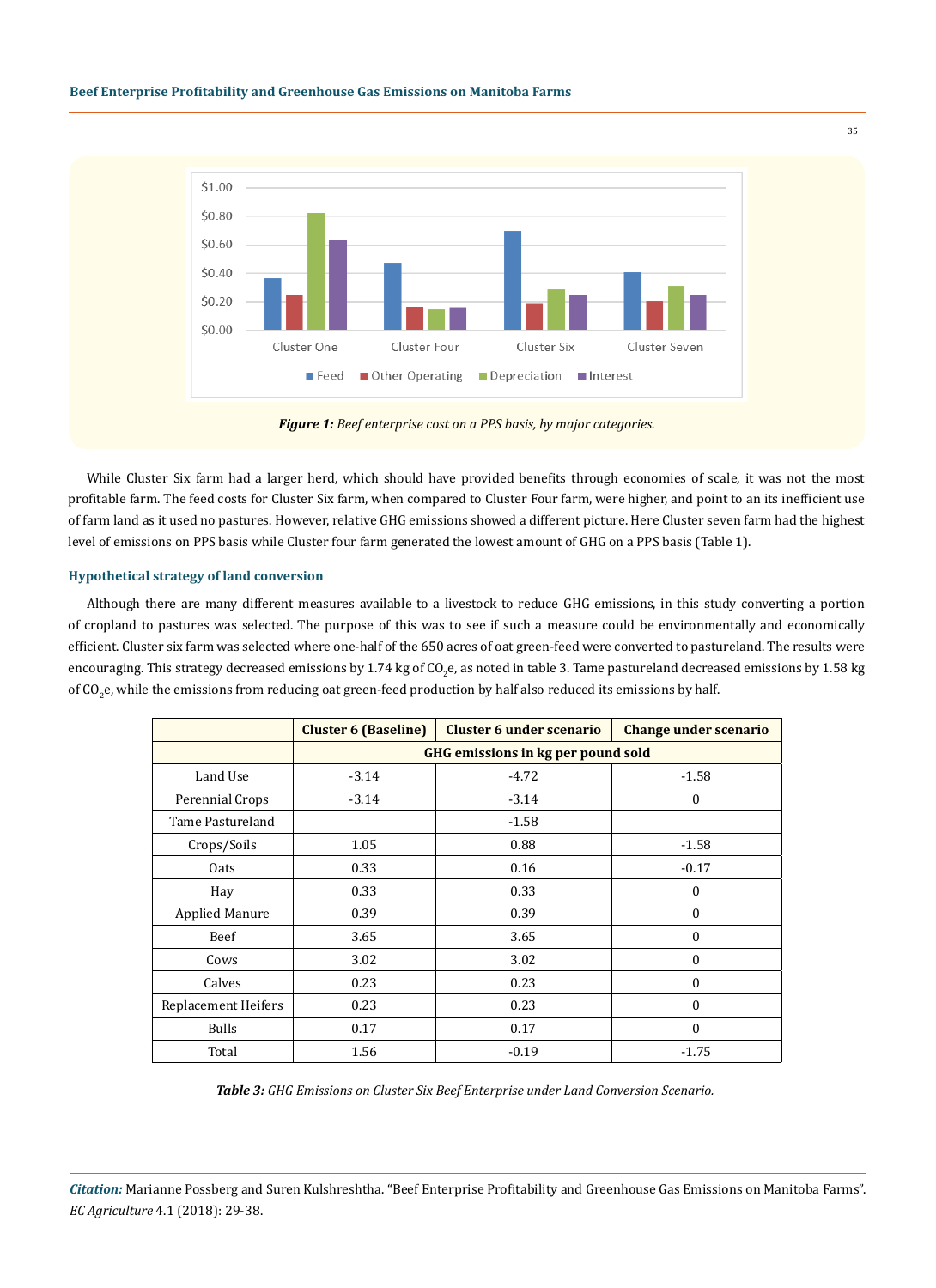*Figure 1: Beef enterprise cost on a PPS basis, by major categories.*

While Cluster Six farm had a larger herd, which should have provided benefits through economies of scale, it was not the most profitable farm. The feed costs for Cluster Six farm, when compared to Cluster Four farm, were higher, and point to an its inefficient use of farm land as it used no pastures. However, relative GHG emissions showed a different picture. Here Cluster seven farm had the highest level of emissions on PPS basis while Cluster four farm generated the lowest amount of GHG on a PPS basis (Table 1).

### Hypothetical strategy of land conversion

Although there are many different measures available to a livestock to reduce GHG emissions, in this study converting a portion of cropland to pastures was selected. The purpose of this was to see if such a measure could be environmentally and economically efficient. Cluster six farm was selected where one-half of the 650 acres of oat green-feed were converted to pastureland. The results were encouraging. This strategy decreased emissions by 1.74 kg of $CO_2$e, as noted in table 3. Tame pastureland decreased emissions by 1.58 kg of $CO_2$e, while the emissions from reducing oat green-feed production by half also reduced its emissions by half.

| | Cluster 6 (Baseline) | Cluster 6 under scenario | Change under scenario |
|---|---|---|---|
| | GHG emissions in kg per pound sold | | |
| Land Use | -3.14 | -4.72 | -1.58 |
| Perennial Crops | -3.14 | -3.14 | 0 |
| Tame Pastureland | | -1.58 | |
| Crops/Soils | 1.05 | 0.88 | -1.58 |
| Oats | 0.33 | 0.16 | -0.17 |
| Hay | 0.33 | 0.33 | 0 |
| Applied Manure | 0.39 | 0.39 | 0 |
| Beef | 3.65 | 3.65 | 0 |
| Cows | 3.02 | 3.02 | 0 |
| Calves | 0.23 | 0.23 | 0 |
| Replacement Heifers | 0.23 | 0.23 | 0 |
| Bulls | 0.17 | 0.17 | 0 |
| Total | 1.56 | -0.19 | -1.75 |

*Table 3: GHG Emissions on Cluster Six Beef Enterprise under Land Conversion Scenario.*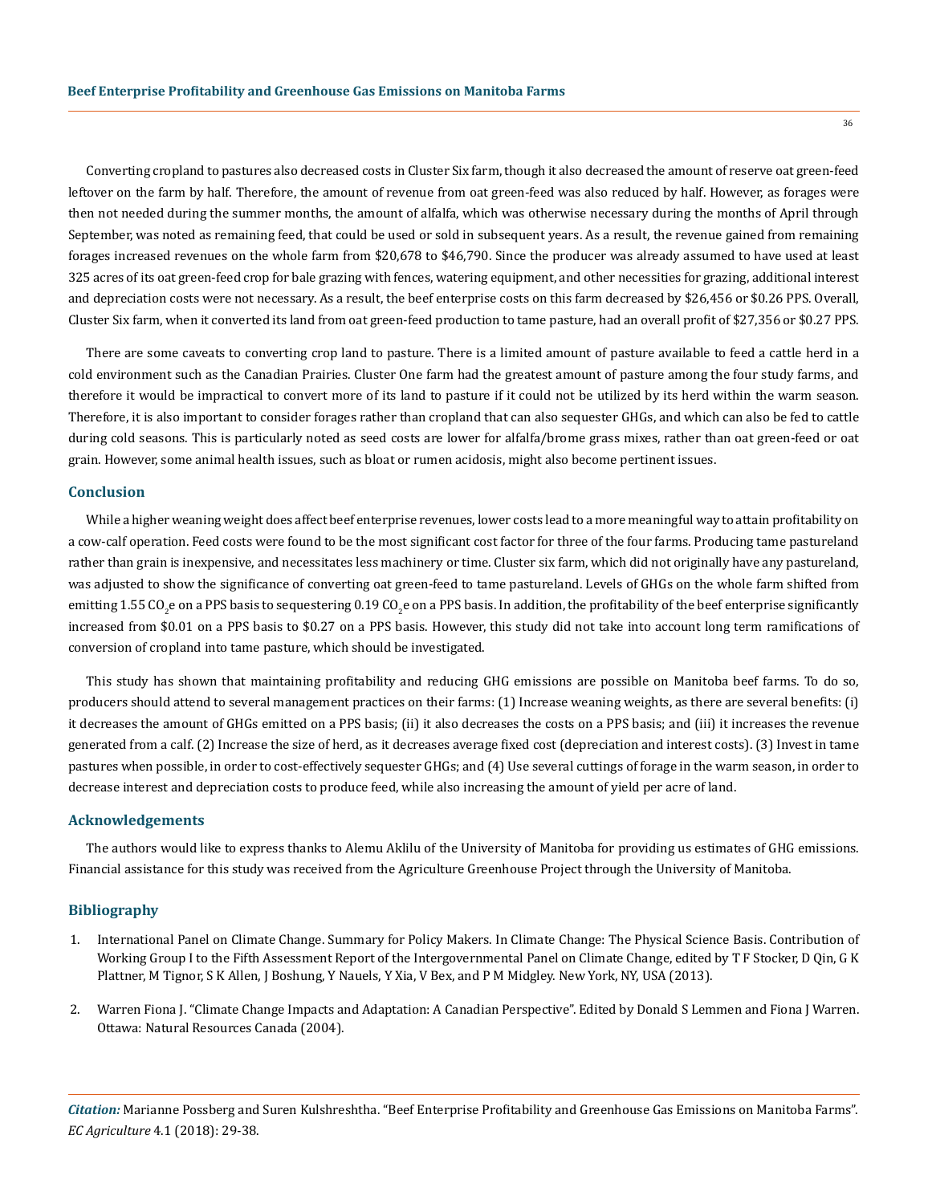Converting cropland to pastures also decreased costs in Cluster Six farm, though it also decreased the amount of reserve oat green-feed leftover on the farm by half. Therefore, the amount of revenue from oat green-feed was also reduced by half. However, as forages were then not needed during the summer months, the amount of alfalfa, which was otherwise necessary during the months of April through September, was noted as remaining feed, that could be used or sold in subsequent years. As a result, the revenue gained from remaining forages increased revenues on the whole farm from $20,678 to $46,790. Since the producer was already assumed to have used at least 325 acres of its oat green-feed crop for bale grazing with fences, watering equipment, and other necessities for grazing, additional interest and depreciation costs were not necessary. As a result, the beef enterprise costs on this farm decreased by $26,456 or $0.26 PPS. Overall, Cluster Six farm, when it converted its land from oat green-feed production to tame pasture, had an overall profit of $27,356 or $0.27 PPS.

There are some caveats to converting crop land to pasture. There is a limited amount of pasture available to feed a cattle herd in a cold environment such as the Canadian Prairies. Cluster One farm had the greatest amount of pasture among the four study farms, and therefore it would be impractical to convert more of its land to pasture if it could not be utilized by its herd within the warm season. Therefore, it is also important to consider forages rather than cropland that can also sequester GHGs, and which can also be fed to cattle during cold seasons. This is particularly noted as seed costs are lower for alfalfa/brome grass mixes, rather than oat green-feed or oat grain. However, some animal health issues, such as bloat or rumen acidosis, might also become pertinent issues.

## Conclusion

While a higher weaning weight does affect beef enterprise revenues, lower costs lead to a more meaningful way to attain profitability on a cow-calf operation. Feed costs were found to be the most significant cost factor for three of the four farms. Producing tame pastureland rather than grain is inexpensive, and necessitates less machinery or time. Cluster six farm, which did not originally have any pastureland, was adjusted to show the significance of converting oat green-feed to tame pastureland. Levels of GHGs on the whole farm shifted from emitting 1.55 $CO_2e$ on a PPS basis to sequestering 0.19 $CO_2e$ on a PPS basis. In addition, the profitability of the beef enterprise significantly increased from $0.01 on a PPS basis to $0.27 on a PPS basis. However, this study did not take into account long term ramifications of conversion of cropland into tame pasture, which should be investigated.

This study has shown that maintaining profitability and reducing GHG emissions are possible on Manitoba beef farms. To do so, producers should attend to several management practices on their farms: (1) Increase weaning weights, as there are several benefits: (i) it decreases the amount of GHGs emitted on a PPS basis; (ii) it also decreases the costs on a PPS basis; and (iii) it increases the revenue generated from a calf. (2) Increase the size of herd, as it decreases average fixed cost (depreciation and interest costs). (3) Invest in tame pastures when possible, in order to cost-effectively sequester GHGs; and (4) Use several cuttings of forage in the warm season, in order to decrease interest and depreciation costs to produce feed, while also increasing the amount of yield per acre of land.

## Acknowledgements

The authors would like to express thanks to Alemu Aklilu of the University of Manitoba for providing us estimates of GHG emissions. Financial assistance for this study was received from the Agriculture Greenhouse Project through the University of Manitoba.

## Bibliography

1. International Panel on Climate Change. Summary for Policy Makers. In Climate Change: The Physical Science Basis. Contribution of Working Group I to the Fifth Assessment Report of the Intergovernmental Panel on Climate Change, edited by T F Stocker, D Qin, G K Plattner, M Tignor, S K Allen, J Boshung, Y Nauels, Y Xia, V Bex, and P M Midgley. New York, NY, USA (2013).
2. Warren Fiona J. "Climate Change Impacts and Adaptation: A Canadian Perspective". Edited by Donald S Lemmen and Fiona J Warren. Ottawa: Natural Resources Canada (2004).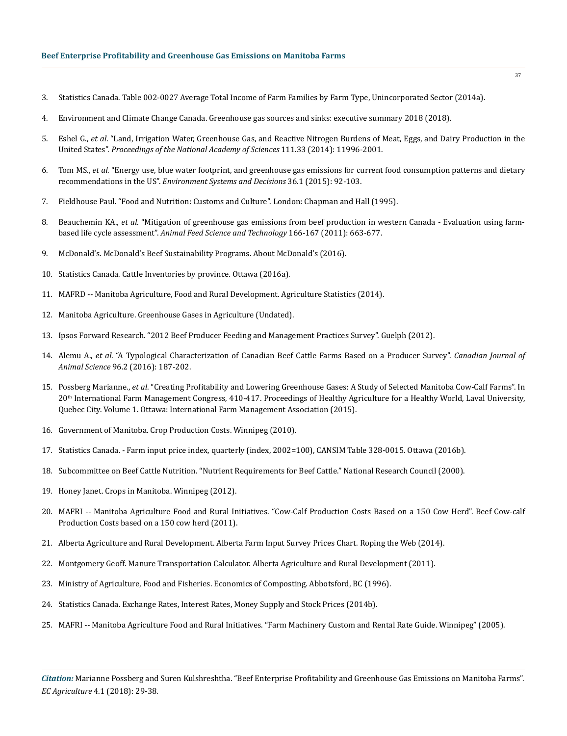3. Statistics Canada. Table 002-0027 Average Total Income of Farm Families by Farm Type, Unincorporated Sector (2014a).
4. Environment and Climate Change Canada. Greenhouse gas sources and sinks: executive summary 2018 (2018).
5. Eshel G., *et al*. "Land, Irrigation Water, Greenhouse Gas, and Reactive Nitrogen Burdens of Meat, Eggs, and Dairy Production in the United States". *Proceedings of the National Academy of Sciences* 111.33 (2014): 11996-2001.
6. Tom MS., *et al*. "Energy use, blue water footprint, and greenhouse gas emissions for current food consumption patterns and dietary recommendations in the US". *Environment Systems and Decisions* 36.1 (2015): 92-103.
7. Fieldhouse Paul. "Food and Nutrition: Customs and Culture". London: Chapman and Hall (1995).
8. Beauchemin KA., *et al*. "Mitigation of greenhouse gas emissions from beef production in western Canada - Evaluation using farm-based life cycle assessment". *Animal Feed Science and Technology* 166-167 (2011): 663-677.
9. McDonald's. McDonald's Beef Sustainability Programs. About McDonald's (2016).
10. Statistics Canada. Cattle Inventories by province. Ottawa (2016a).
11. MAFRD -- Manitoba Agriculture, Food and Rural Development. Agriculture Statistics (2014).
12. Manitoba Agriculture. Greenhouse Gases in Agriculture (Undated).
13. Ipsos Forward Research. "2012 Beef Producer Feeding and Management Practices Survey". Guelph (2012).
14. Alemu A., *et al*. "A Typological Characterization of Canadian Beef Cattle Farms Based on a Producer Survey". *Canadian Journal of Animal Science* 96.2 (2016): 187-202.
15. Possberg Marianne., *et al*. "Creating Profitability and Lowering Greenhouse Gases: A Study of Selected Manitoba Cow-Calf Farms". In 20th International Farm Management Congress, 410-417. Proceedings of Healthy Agriculture for a Healthy World, Laval University, Quebec City. Volume 1. Ottawa: International Farm Management Association (2015).
16. Government of Manitoba. Crop Production Costs. Winnipeg (2010).
17. Statistics Canada. - Farm input price index, quarterly (index, 2002=100), CANSIM Table 328-0015. Ottawa (2016b).
18. Subcommittee on Beef Cattle Nutrition. "Nutrient Requirements for Beef Cattle." National Research Council (2000).
19. Honey Janet. Crops in Manitoba. Winnipeg (2012).
20. MAFRI -- Manitoba Agriculture Food and Rural Initiatives. "Cow-Calf Production Costs Based on a 150 Cow Herd". Beef Cow-calf Production Costs based on a 150 cow herd (2011).
21. Alberta Agriculture and Rural Development. Alberta Farm Input Survey Prices Chart. Roping the Web (2014).
22. Montgomery Geoff. Manure Transportation Calculator. Alberta Agriculture and Rural Development (2011).
23. Ministry of Agriculture, Food and Fisheries. Economics of Composting. Abbotsford, BC (1996).
24. Statistics Canada. Exchange Rates, Interest Rates, Money Supply and Stock Prices (2014b).
25. MAFRI -- Manitoba Agriculture Food and Rural Initiatives. "Farm Machinery Custom and Rental Rate Guide. Winnipeg" (2005).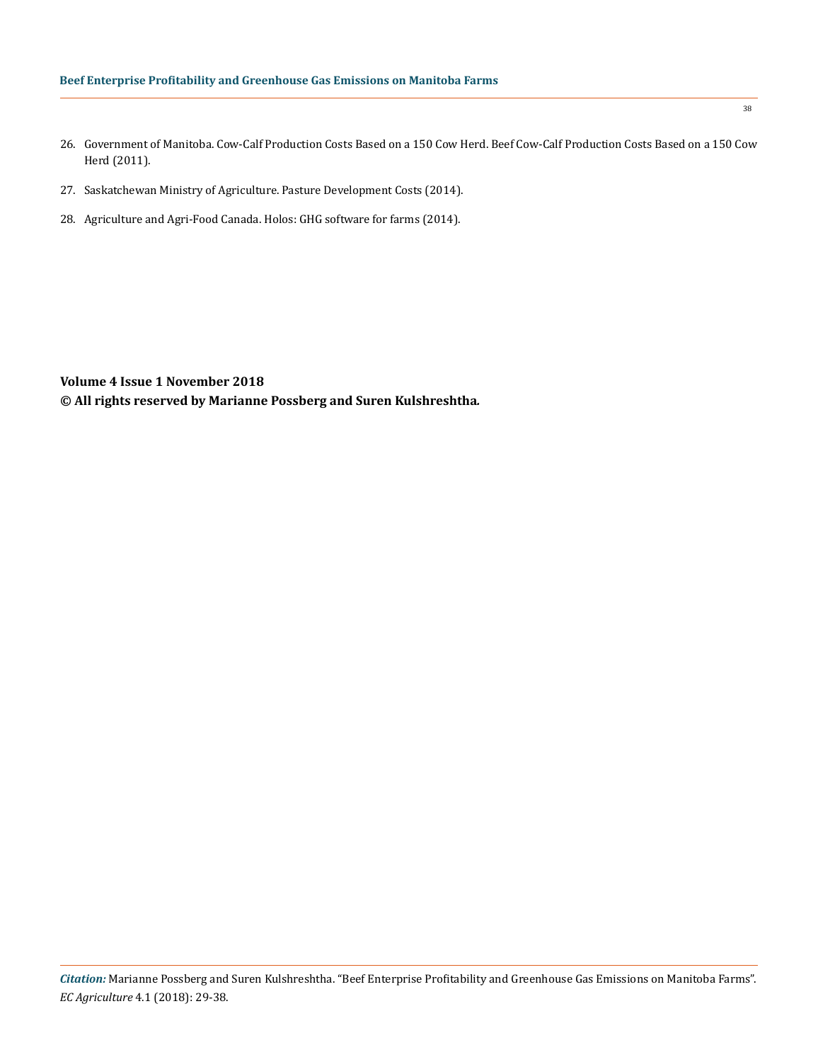26. Government of Manitoba. Cow-Calf Production Costs Based on a 150 Cow Herd. Beef Cow-Calf Production Costs Based on a 150 Cow Herd (2011).
27. Saskatchewan Ministry of Agriculture. Pasture Development Costs (2014).
28. Agriculture and Agri-Food Canada. Holos: GHG software for farms (2014).

**Volume 4 Issue 1 November 2018**
**© All rights reserved by Marianne Possberg and Suren Kulshreshtha.**